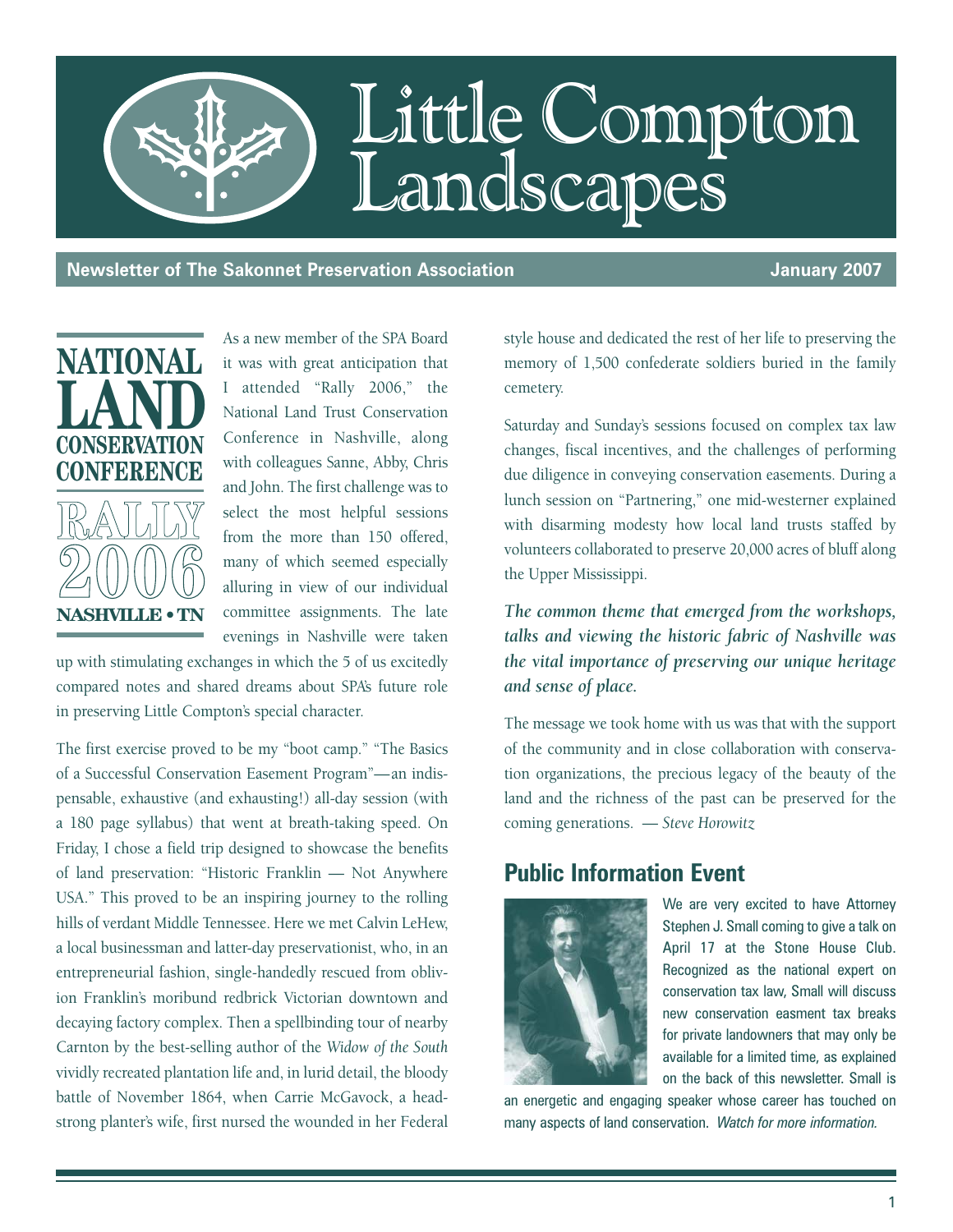# Little Compton Landscapes

**Newsletter of The Sakonnet Preservation Association** **January 2007**

## NATIONAL LAND CONSERVATION CONFERENCE RALLY 2006 NASHVILLE • TN

As a new member of the SPA Board it was with great anticipation that I attended "Rally 2006," the National Land Trust Conservation Conference in Nashville, along with colleagues Sanne, Abby, Chris and John. The first challenge was to select the most helpful sessions from the more than 150 offered, many of which seemed especially alluring in view of our individual committee assignments. The late evenings in Nashville were taken up with stimulating exchanges in which the 5 of us excitedly compared notes and shared dreams about SPA's future role in preserving Little Compton's special character.

The first exercise proved to be my "boot camp." "The Basics of a Successful Conservation Easement Program"—an indispensable, exhaustive (and exhausting!) all-day session (with a 180 page syllabus) that went at breath-taking speed. On Friday, I chose a field trip designed to showcase the benefits of land preservation: "Historic Franklin — Not Anywhere USA." This proved to be an inspiring journey to the rolling hills of verdant Middle Tennessee. Here we met Calvin LeHew, a local businessman and latter-day preservationist, who, in an entrepreneurial fashion, single-handedly rescued from oblivion Franklin's moribund redbrick Victorian downtown and decaying factory complex. Then a spellbinding tour of nearby Carnton by the best-selling author of the *Widow of the South* vividly recreated plantation life and, in lurid detail, the bloody battle of November 1864, when Carrie McGavock, a headstrong planter's wife, first nursed the wounded in her Federal style house and dedicated the rest of her life to preserving the memory of 1,500 confederate soldiers buried in the family cemetery.

Saturday and Sunday's sessions focused on complex tax law changes, fiscal incentives, and the challenges of performing due diligence in conveying conservation easements. During a lunch session on "Partnering," one mid-westerner explained with disarming modesty how local land trusts staffed by volunteers collaborated to preserve 20,000 acres of bluff along the Upper Mississippi.

***The common theme that emerged from the workshops, talks and viewing the historic fabric of Nashville was the vital importance of preserving our unique heritage and sense of place.***

The message we took home with us was that with the support of the community and in close collaboration with conservation organizations, the precious legacy of the beauty of the land and the richness of the past can be preserved for the coming generations. — *Steve Horowitz*

## Public Information Event

We are very excited to have Attorney Stephen J. Small coming to give a talk on April 17 at the Stone House Club. Recognized as the national expert on conservation tax law, Small will discuss new conservation easment tax breaks for private landowners that may only be available for a limited time, as explained on the back of this newsletter. Small is an energetic and engaging speaker whose career has touched on many aspects of land conservation. *Watch for more information.*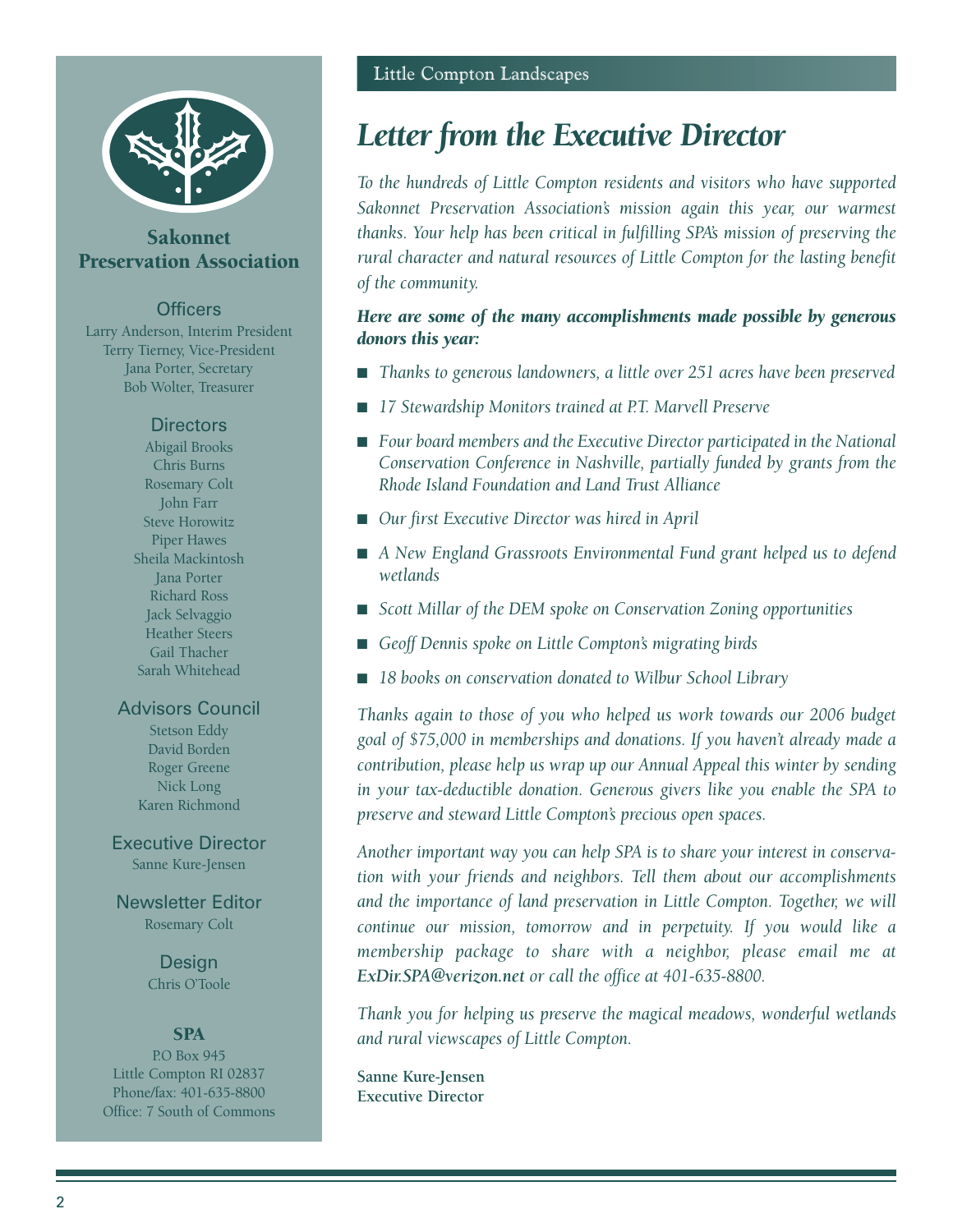## Sakonnet Preservation Association

### Officers

Larry Anderson, Interim President
Terry Tierney, Vice-President
Jana Porter, Secretary
Bob Wolter, Treasurer

### Directors

Abigail Brooks
Chris Burns
Rosemary Colt
John Farr
Steve Horowitz
Piper Hawes
Sheila Mackintosh
Jana Porter
Richard Ross
Jack Selvaggio
Heather Steers
Gail Thacher
Sarah Whitehead

### Advisors Council

Stetson Eddy
David Borden
Roger Greene
Nick Long
Karen Richmond

### Executive Director

Sanne Kure-Jensen

### Newsletter Editor

Rosemary Colt

### Design

Chris O'Toole

### SPA

P.O Box 945
Little Compton RI 02837
Phone/fax: 401-635-8800
Office: 7 South of Commons

Little Compton Landscapes

# *Letter from the Executive Director*

*To the hundreds of Little Compton residents and visitors who have supported Sakonnet Preservation Association's mission again this year, our warmest thanks. Your help has been critical in fulfilling SPA's mission of preserving the rural character and natural resources of Little Compton for the lasting benefit of the community.*

***Here are some of the many accomplishments made possible by generous donors this year:***

- *Thanks to generous landowners, a little over 251 acres have been preserved*
- *17 Stewardship Monitors trained at P.T. Marvell Preserve*
- *Four board members and the Executive Director participated in the National Conservation Conference in Nashville, partially funded by grants from the Rhode Island Foundation and Land Trust Alliance*
- *Our first Executive Director was hired in April*
- *A New England Grassroots Environmental Fund grant helped us to defend wetlands*
- *Scott Millar of the DEM spoke on Conservation Zoning opportunities*
- *Geoff Dennis spoke on Little Compton's migrating birds*
- *18 books on conservation donated to Wilbur School Library*

*Thanks again to those of you who helped us work towards our 2006 budget goal of $75,000 in memberships and donations. If you haven't already made a contribution, please help us wrap up our Annual Appeal this winter by sending in your tax-deductible donation. Generous givers like you enable the SPA to preserve and steward Little Compton's precious open spaces.*

*Another important way you can help SPA is to share your interest in conservation with your friends and neighbors. Tell them about our accomplishments and the importance of land preservation in Little Compton. Together, we will continue our mission, tomorrow and in perpetuity. If you would like a membership package to share with a neighbor, please email me at* ***ExDir.SPA@verizon.net*** *or call the office at 401-635-8800.*

*Thank you for helping us preserve the magical meadows, wonderful wetlands and rural viewscapes of Little Compton.*

**Sanne Kure-Jensen**
**Executive Director**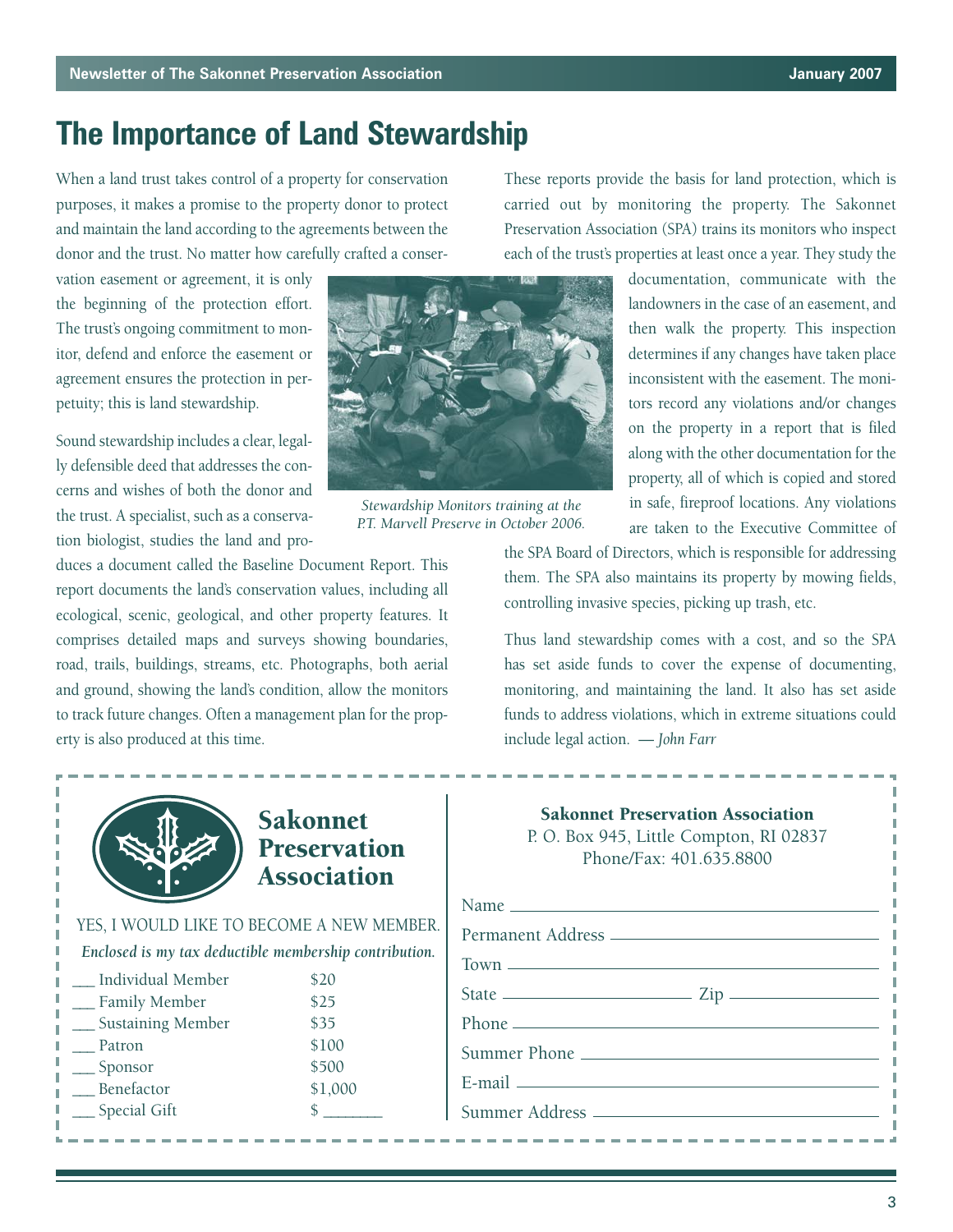# The Importance of Land Stewardship

When a land trust takes control of a property for conservation purposes, it makes a promise to the property donor to protect and maintain the land according to the agreements between the donor and the trust. No matter how carefully crafted a conservation easement or agreement, it is only the beginning of the protection effort. The trust's ongoing commitment to monitor, defend and enforce the easement or agreement ensures the protection in perpetuity; this is land stewardship.

Sound stewardship includes a clear, legally defensible deed that addresses the concerns and wishes of both the donor and the trust. A specialist, such as a conservation biologist, studies the land and produces a document called the Baseline Document Report. This report documents the land's conservation values, including all ecological, scenic, geological, and other property features. It comprises detailed maps and surveys showing boundaries, road, trails, buildings, streams, etc. Photographs, both aerial and ground, showing the land's condition, allow the monitors to track future changes. Often a management plan for the property is also produced at this time.

*Stewardship Monitors training at the P.T. Marvell Preserve in October 2006.*

These reports provide the basis for land protection, which is carried out by monitoring the property. The Sakonnet Preservation Association (SPA) trains its monitors who inspect each of the trust's properties at least once a year. They study the documentation, communicate with the landowners in the case of an easement, and then walk the property. This inspection determines if any changes have taken place inconsistent with the easement. The monitors record any violations and/or changes on the property in a report that is filed along with the other documentation for the property, all of which is copied and stored in safe, fireproof locations. Any violations are taken to the Executive Committee of the SPA Board of Directors, which is responsible for addressing them. The SPA also maintains its property by mowing fields, controlling invasive species, picking up trash, etc.

Thus land stewardship comes with a cost, and so the SPA has set aside funds to cover the expense of documenting, monitoring, and maintaining the land. It also has set aside funds to address violations, which in extreme situations could include legal action. *— John Farr*

---

**Sakonnet Preservation Association**

YES, I WOULD LIKE TO BECOME A NEW MEMBER.

*Enclosed is my tax deductible membership contribution.*

| | |
|---|---|
| ___ Individual Member | $20 |
| ___ Family Member | $25 |
| ___ Sustaining Member | $35 |
| ___ Patron | $100 |
| ___ Sponsor | $500 |
| ___ Benefactor | $1,000 |
| ___ Special Gift | $ _______ |

**Sakonnet Preservation Association**
P. O. Box 945, Little Compton, RI 02837
Phone/Fax: 401.635.8800

Name ____________________

Permanent Address ____________________

Town ____________________

State ____________ Zip ____________

Phone ____________________

Summer Phone ____________________

E-mail ____________________

Summer Address ____________________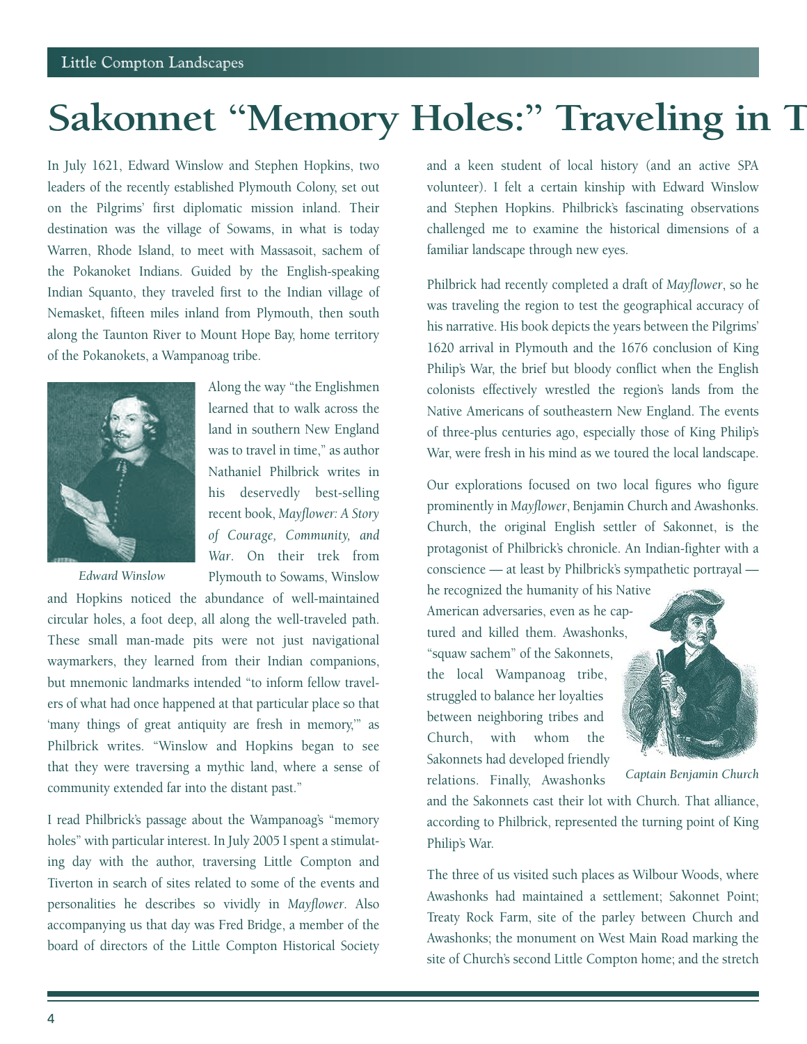# Sakonnet "Memory Holes:" Traveling in T

In July 1621, Edward Winslow and Stephen Hopkins, two leaders of the recently established Plymouth Colony, set out on the Pilgrims' first diplomatic mission inland. Their destination was the village of Sowams, in what is today Warren, Rhode Island, to meet with Massasoit, sachem of the Pokanoket Indians. Guided by the English-speaking Indian Squanto, they traveled first to the Indian village of Nemasket, fifteen miles inland from Plymouth, then south along the Taunton River to Mount Hope Bay, home territory of the Pokanokets, a Wampanoag tribe.

*Edward Winslow*

Along the way "the Englishmen learned that to walk across the land in southern New England was to travel in time," as author Nathaniel Philbrick writes in his deservedly best-selling recent book, *Mayflower: A Story of Courage, Community, and War*. On their trek from Plymouth to Sowams, Winslow and Hopkins noticed the abundance of well-maintained circular holes, a foot deep, all along the well-traveled path. These small man-made pits were not just navigational waymarkers, they learned from their Indian companions, but mnemonic landmarks intended "to inform fellow travelers of what had once happened at that particular place so that 'many things of great antiquity are fresh in memory,'" as Philbrick writes. "Winslow and Hopkins began to see that they were traversing a mythic land, where a sense of community extended far into the distant past."

I read Philbrick's passage about the Wampanoag's "memory holes" with particular interest. In July 2005 I spent a stimulating day with the author, traversing Little Compton and Tiverton in search of sites related to some of the events and personalities he describes so vividly in *Mayflower*. Also accompanying us that day was Fred Bridge, a member of the board of directors of the Little Compton Historical Society and a keen student of local history (and an active SPA volunteer). I felt a certain kinship with Edward Winslow and Stephen Hopkins. Philbrick's fascinating observations challenged me to examine the historical dimensions of a familiar landscape through new eyes.

Philbrick had recently completed a draft of *Mayflower*, so he was traveling the region to test the geographical accuracy of his narrative. His book depicts the years between the Pilgrims' 1620 arrival in Plymouth and the 1676 conclusion of King Philip's War, the brief but bloody conflict when the English colonists effectively wrestled the region's lands from the Native Americans of southeastern New England. The events of three-plus centuries ago, especially those of King Philip's War, were fresh in his mind as we toured the local landscape.

Our explorations focused on two local figures who figure prominently in *Mayflower*, Benjamin Church and Awashonks. Church, the original English settler of Sakonnet, is the protagonist of Philbrick's chronicle. An Indian-fighter with a conscience — at least by Philbrick's sympathetic portrayal — he recognized the humanity of his Native American adversaries, even as he captured and killed them. Awashonks, "squaw sachem" of the Sakonnets, the local Wampanoag tribe, struggled to balance her loyalties between neighboring tribes and Church, with whom the Sakonnets had developed friendly relations. Finally, Awashonks and the Sakonnets cast their lot with Church. That alliance, according to Philbrick, represented the turning point of King Philip's War.

*Captain Benjamin Church*

The three of us visited such places as Wilbour Woods, where Awashonks had maintained a settlement; Sakonnet Point; Treaty Rock Farm, site of the parley between Church and Awashonks; the monument on West Main Road marking the site of Church's second Little Compton home; and the stretch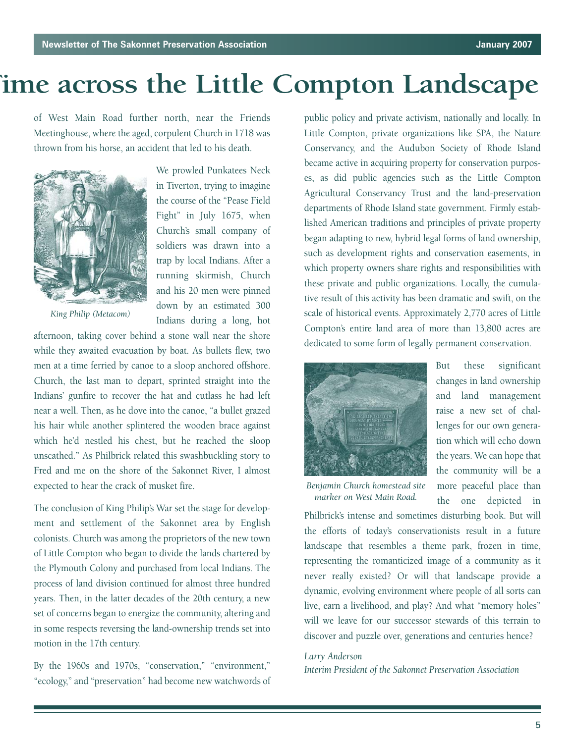# Time across the Little Compton Landscape

of West Main Road further north, near the Friends Meetinghouse, where the aged, corpulent Church in 1718 was thrown from his horse, an accident that led to his death.

*King Philip (Metacom)*

We prowled Punkatees Neck in Tiverton, trying to imagine the course of the "Pease Field Fight" in July 1675, when Church's small company of soldiers was drawn into a trap by local Indians. After a running skirmish, Church and his 20 men were pinned down by an estimated 300 Indians during a long, hot afternoon, taking cover behind a stone wall near the shore while they awaited evacuation by boat. As bullets flew, two men at a time ferried by canoe to a sloop anchored offshore. Church, the last man to depart, sprinted straight into the Indians' gunfire to recover the hat and cutlass he had left near a well. Then, as he dove into the canoe, "a bullet grazed his hair while another splintered the wooden brace against which he'd nestled his chest, but he reached the sloop unscathed." As Philbrick related this swashbuckling story to Fred and me on the shore of the Sakonnet River, I almost expected to hear the crack of musket fire.

The conclusion of King Philip's War set the stage for development and settlement of the Sakonnet area by English colonists. Church was among the proprietors of the new town of Little Compton who began to divide the lands chartered by the Plymouth Colony and purchased from local Indians. The process of land division continued for almost three hundred years. Then, in the latter decades of the 20th century, a new set of concerns began to energize the community, altering and in some respects reversing the land-ownership trends set into motion in the 17th century.

By the 1960s and 1970s, "conservation," "environment," "ecology," and "preservation" had become new watchwords of public policy and private activism, nationally and locally. In Little Compton, private organizations like SPA, the Nature Conservancy, and the Audubon Society of Rhode Island became active in acquiring property for conservation purposes, as did public agencies such as the Little Compton Agricultural Conservancy Trust and the land-preservation departments of Rhode Island state government. Firmly established American traditions and principles of private property began adapting to new, hybrid legal forms of land ownership, such as development rights and conservation easements, in which property owners share rights and responsibilities with these private and public organizations. Locally, the cumulative result of this activity has been dramatic and swift, on the scale of historical events. Approximately 2,770 acres of Little Compton's entire land area of more than 13,800 acres are dedicated to some form of legally permanent conservation.

*Benjamin Church homestead site marker on West Main Road.*

But these significant changes in land ownership and land management raise a new set of challenges for our own generation which will echo down the years. We can hope that the community will be a more peaceful place than the one depicted in Philbrick's intense and sometimes disturbing book. But will the efforts of today's conservationists result in a future landscape that resembles a theme park, frozen in time, representing the romanticized image of a community as it never really existed? Or will that landscape provide a dynamic, evolving environment where people of all sorts can live, earn a livelihood, and play? And what "memory holes" will we leave for our successor stewards of this terrain to discover and puzzle over, generations and centuries hence?

*Larry Anderson*
*Interim President of the Sakonnet Preservation Association*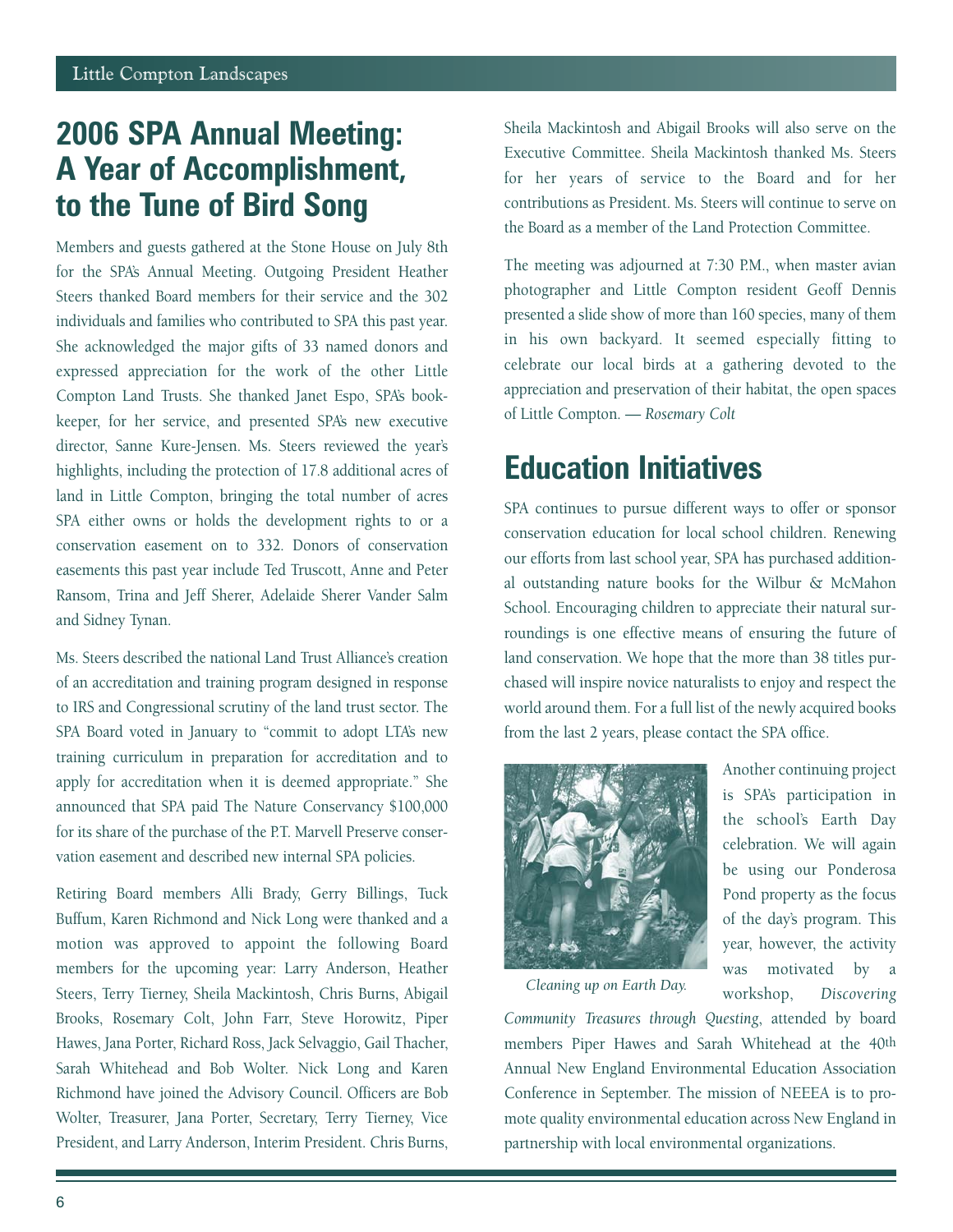## 2006 SPA Annual Meeting: A Year of Accomplishment, to the Tune of Bird Song

Members and guests gathered at the Stone House on July 8th for the SPA's Annual Meeting. Outgoing President Heather Steers thanked Board members for their service and the 302 individuals and families who contributed to SPA this past year. She acknowledged the major gifts of 33 named donors and expressed appreciation for the work of the other Little Compton Land Trusts. She thanked Janet Espo, SPA's bookkeeper, for her service, and presented SPA's new executive director, Sanne Kure-Jensen. Ms. Steers reviewed the year's highlights, including the protection of 17.8 additional acres of land in Little Compton, bringing the total number of acres SPA either owns or holds the development rights to or a conservation easement on to 332. Donors of conservation easements this past year include Ted Truscott, Anne and Peter Ransom, Trina and Jeff Sherer, Adelaide Sherer Vander Salm and Sidney Tynan.

Ms. Steers described the national Land Trust Alliance's creation of an accreditation and training program designed in response to IRS and Congressional scrutiny of the land trust sector. The SPA Board voted in January to "commit to adopt LTA's new training curriculum in preparation for accreditation and to apply for accreditation when it is deemed appropriate." She announced that SPA paid The Nature Conservancy $100,000 for its share of the purchase of the P.T. Marvell Preserve conservation easement and described new internal SPA policies.

Retiring Board members Alli Brady, Gerry Billings, Tuck Buffum, Karen Richmond and Nick Long were thanked and a motion was approved to appoint the following Board members for the upcoming year: Larry Anderson, Heather Steers, Terry Tierney, Sheila Mackintosh, Chris Burns, Abigail Brooks, Rosemary Colt, John Farr, Steve Horowitz, Piper Hawes, Jana Porter, Richard Ross, Jack Selvaggio, Gail Thacher, Sarah Whitehead and Bob Wolter. Nick Long and Karen Richmond have joined the Advisory Council. Officers are Bob Wolter, Treasurer, Jana Porter, Secretary, Terry Tierney, Vice President, and Larry Anderson, Interim President. Chris Burns, Sheila Mackintosh and Abigail Brooks will also serve on the Executive Committee. Sheila Mackintosh thanked Ms. Steers for her years of service to the Board and for her contributions as President. Ms. Steers will continue to serve on the Board as a member of the Land Protection Committee.

The meeting was adjourned at 7:30 P.M., when master avian photographer and Little Compton resident Geoff Dennis presented a slide show of more than 160 species, many of them in his own backyard. It seemed especially fitting to celebrate our local birds at a gathering devoted to the appreciation and preservation of their habitat, the open spaces of Little Compton. — *Rosemary Colt*

## Education Initiatives

SPA continues to pursue different ways to offer or sponsor conservation education for local school children. Renewing our efforts from last school year, SPA has purchased additional outstanding nature books for the Wilbur & McMahon School. Encouraging children to appreciate their natural surroundings is one effective means of ensuring the future of land conservation. We hope that the more than 38 titles purchased will inspire novice naturalists to enjoy and respect the world around them. For a full list of the newly acquired books from the last 2 years, please contact the SPA office.

*Cleaning up on Earth Day.*

Another continuing project is SPA's participation in the school's Earth Day celebration. We will again be using our Ponderosa Pond property as the focus of the day's program. This year, however, the activity was motivated by a workshop, *Discovering Community Treasures through Questing*, attended by board members Piper Hawes and Sarah Whitehead at the 40th Annual New England Environmental Education Association Conference in September. The mission of NEEEA is to promote quality environmental education across New England in partnership with local environmental organizations.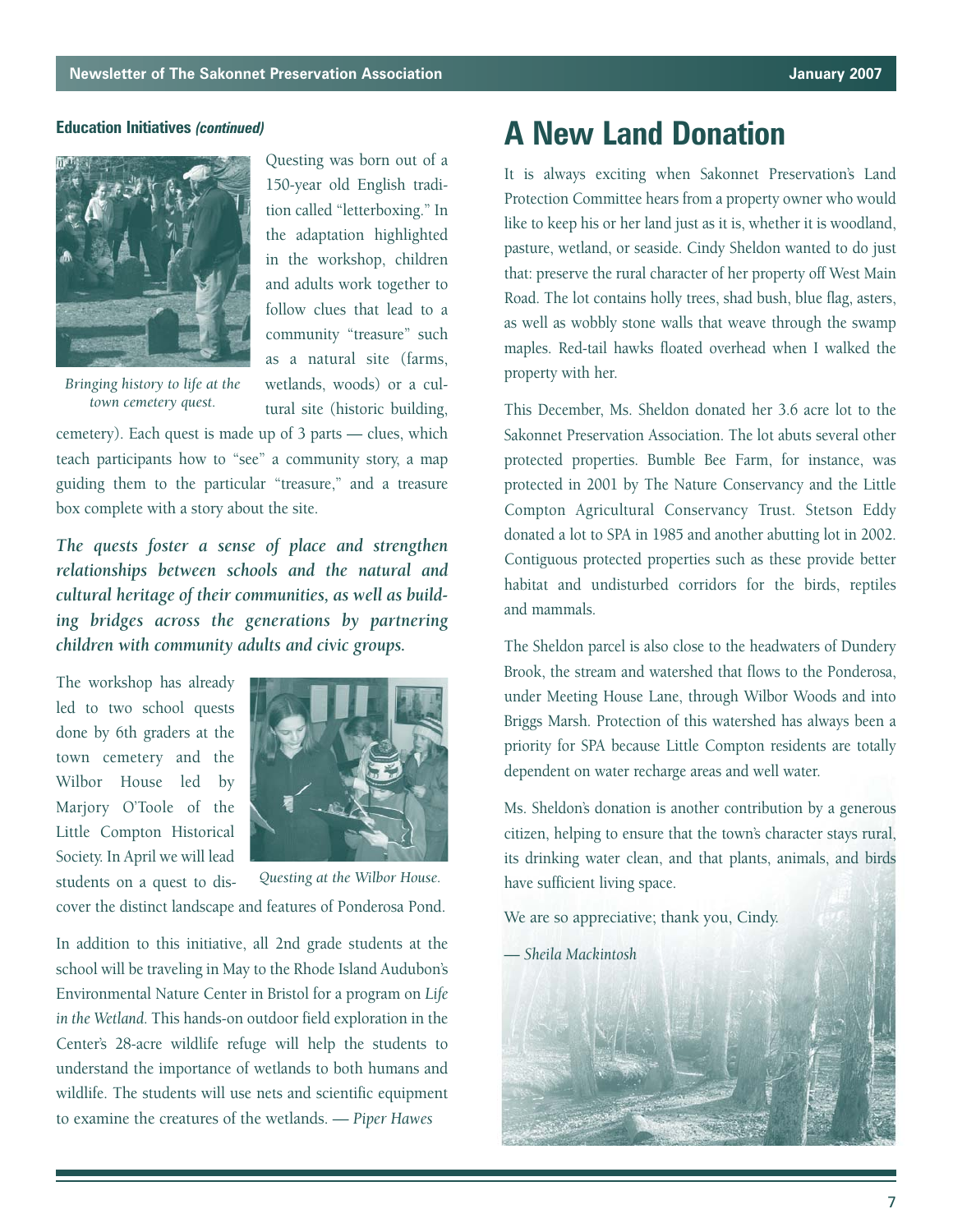### Education Initiatives *(continued)*

Bringing history to life at the town cemetery quest.

Questing was born out of a 150-year old English tradition called "letterboxing." In the adaptation highlighted in the workshop, children and adults work together to follow clues that lead to a community "treasure" such as a natural site (farms, wetlands, woods) or a cultural site (historic building, cemetery). Each quest is made up of 3 parts — clues, which teach participants how to "see" a community story, a map guiding them to the particular "treasure," and a treasure box complete with a story about the site.

***The quests foster a sense of place and strengthen relationships between schools and the natural and cultural heritage of their communities, as well as building bridges across the generations by partnering children with community adults and civic groups.***

The workshop has already led to two school quests done by 6th graders at the town cemetery and the Wilbor House led by Marjory O'Toole of the Little Compton Historical Society. In April we will lead students on a quest to discover the distinct landscape and features of Ponderosa Pond.

Questing at the Wilbor House.

In addition to this initiative, all 2nd grade students at the school will be traveling in May to the Rhode Island Audubon's Environmental Nature Center in Bristol for a program on *Life in the Wetland*. This hands-on outdoor field exploration in the Center's 28-acre wildlife refuge will help the students to understand the importance of wetlands to both humans and wildlife. The students will use nets and scientific equipment to examine the creatures of the wetlands. — *Piper Hawes*

# A New Land Donation

It is always exciting when Sakonnet Preservation's Land Protection Committee hears from a property owner who would like to keep his or her land just as it is, whether it is woodland, pasture, wetland, or seaside. Cindy Sheldon wanted to do just that: preserve the rural character of her property off West Main Road. The lot contains holly trees, shad bush, blue flag, asters, as well as wobbly stone walls that weave through the swamp maples. Red-tail hawks floated overhead when I walked the property with her.

This December, Ms. Sheldon donated her 3.6 acre lot to the Sakonnet Preservation Association. The lot abuts several other protected properties. Bumble Bee Farm, for instance, was protected in 2001 by The Nature Conservancy and the Little Compton Agricultural Conservancy Trust. Stetson Eddy donated a lot to SPA in 1985 and another abutting lot in 2002. Contiguous protected properties such as these provide better habitat and undisturbed corridors for the birds, reptiles and mammals.

The Sheldon parcel is also close to the headwaters of Dundery Brook, the stream and watershed that flows to the Ponderosa, under Meeting House Lane, through Wilbor Woods and into Briggs Marsh. Protection of this watershed has always been a priority for SPA because Little Compton residents are totally dependent on water recharge areas and well water.

Ms. Sheldon's donation is another contribution by a generous citizen, helping to ensure that the town's character stays rural, its drinking water clean, and that plants, animals, and birds have sufficient living space.

We are so appreciative; thank you, Cindy.

— *Sheila Mackintosh*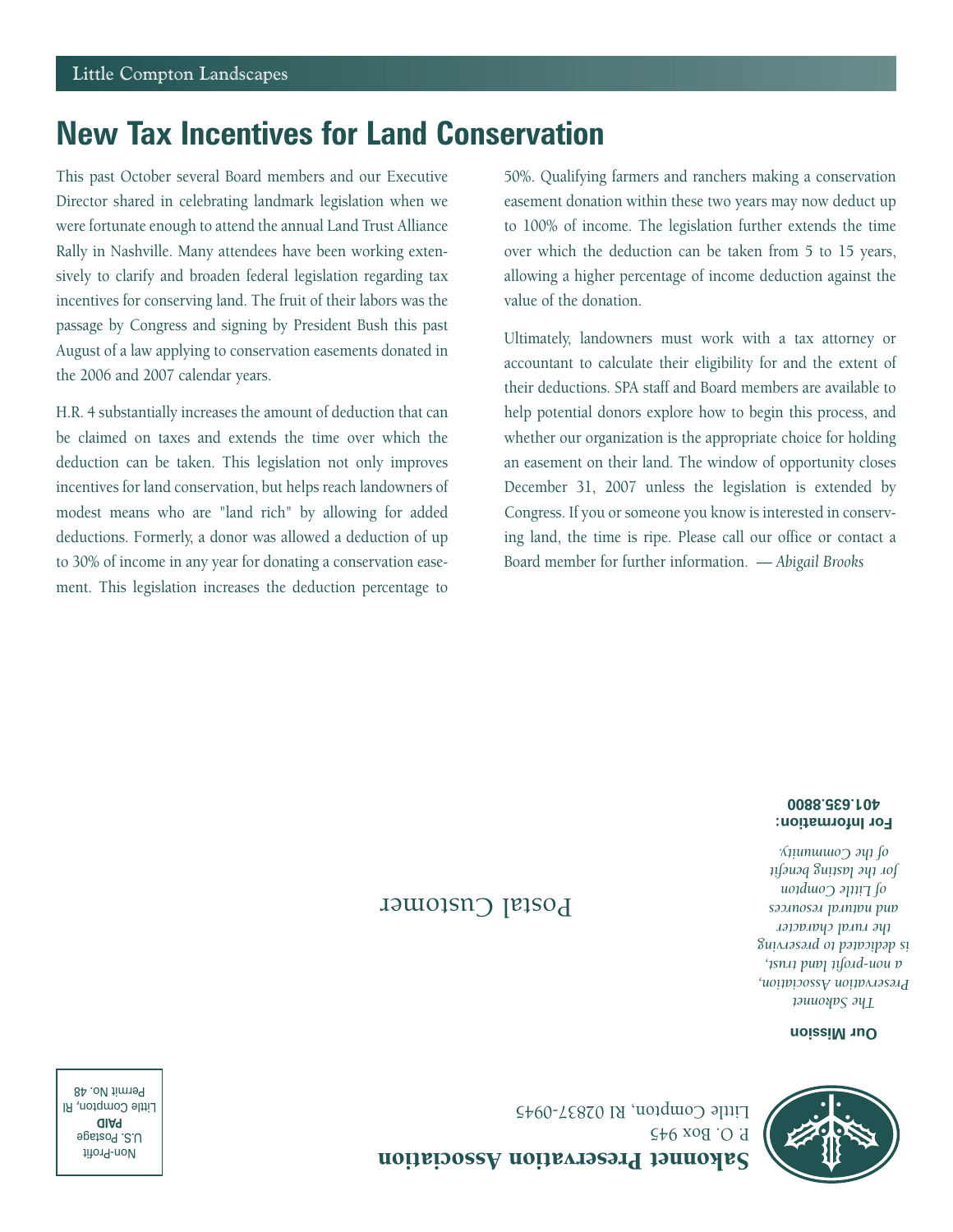# New Tax Incentives for Land Conservation

This past October several Board members and our Executive Director shared in celebrating landmark legislation when we were fortunate enough to attend the annual Land Trust Alliance Rally in Nashville. Many attendees have been working extensively to clarify and broaden federal legislation regarding tax incentives for conserving land. The fruit of their labors was the passage by Congress and signing by President Bush this past August of a law applying to conservation easements donated in the 2006 and 2007 calendar years.

H.R. 4 substantially increases the amount of deduction that can be claimed on taxes and extends the time over which the deduction can be taken. This legislation not only improves incentives for land conservation, but helps reach landowners of modest means who are "land rich" by allowing for added deductions. Formerly, a donor was allowed a deduction of up to 30% of income in any year for donating a conservation easement. This legislation increases the deduction percentage to 50%. Qualifying farmers and ranchers making a conservation easement donation within these two years may now deduct up to 100% of income. The legislation further extends the time over which the deduction can be taken from 5 to 15 years, allowing a higher percentage of income deduction against the value of the donation.

Ultimately, landowners must work with a tax attorney or accountant to calculate their eligibility for and the extent of their deductions. SPA staff and Board members are available to help potential donors explore how to begin this process, and whether our organization is the appropriate choice for holding an easement on their land. The window of opportunity closes December 31, 2007 unless the legislation is extended by Congress. If you or someone you know is interested in conserving land, the time is ripe. Please call our office or contact a Board member for further information. — *Abigail Brooks*

**Our Mission**

*The Sakonnet Preservation Association, a non-profit land trust, is dedicated to preserving the rural character and natural resources of Little Compton for the lasting benefit of the Community.*

**For Information:**
**401.635.8800**

**Sakonnet Preservation Association**
P. O. Box 945
Little Compton, RI 02837-0945

Postal Customer

Non-Profit
U.S. Postage
**PAID**
Little Compton, RI
Permit No. 48